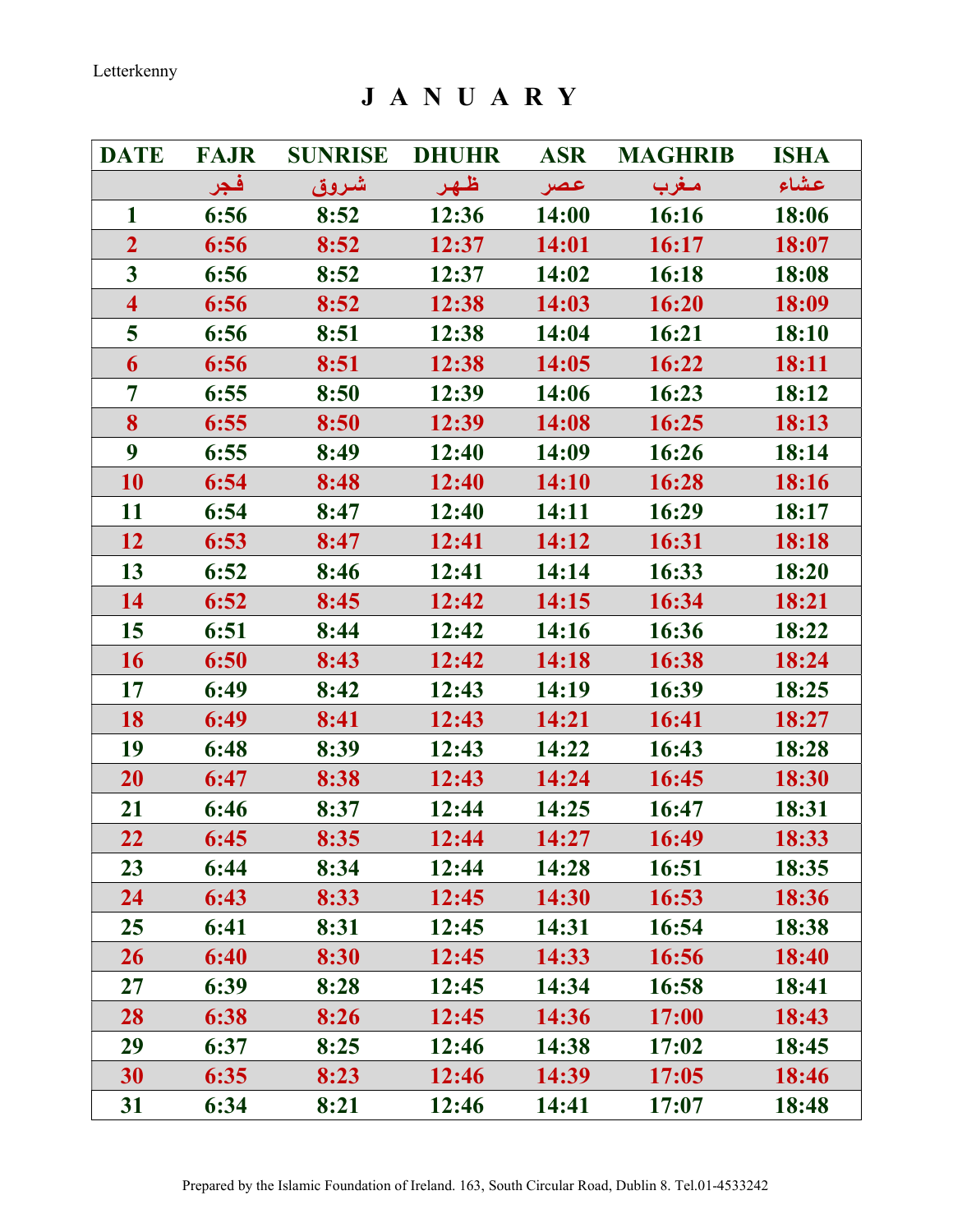Letterkenny

# J A N U A R Y

| DATE | FAJR | SUNRISE | DHUHR | ASR | MAGHRIB | ISHA |
|---|---|---|---|---|---|---|
| | فجر | شروق | ظهر | عصر | مغرب | عشاء |
| 1 | 6:56 | 8:52 | 12:36 | 14:00 | 16:16 | 18:06 |
| 2 | 6:56 | 8:52 | 12:37 | 14:01 | 16:17 | 18:07 |
| 3 | 6:56 | 8:52 | 12:37 | 14:02 | 16:18 | 18:08 |
| 4 | 6:56 | 8:52 | 12:38 | 14:03 | 16:20 | 18:09 |
| 5 | 6:56 | 8:51 | 12:38 | 14:04 | 16:21 | 18:10 |
| 6 | 6:56 | 8:51 | 12:38 | 14:05 | 16:22 | 18:11 |
| 7 | 6:55 | 8:50 | 12:39 | 14:06 | 16:23 | 18:12 |
| 8 | 6:55 | 8:50 | 12:39 | 14:08 | 16:25 | 18:13 |
| 9 | 6:55 | 8:49 | 12:40 | 14:09 | 16:26 | 18:14 |
| 10 | 6:54 | 8:48 | 12:40 | 14:10 | 16:28 | 18:16 |
| 11 | 6:54 | 8:47 | 12:40 | 14:11 | 16:29 | 18:17 |
| 12 | 6:53 | 8:47 | 12:41 | 14:12 | 16:31 | 18:18 |
| 13 | 6:52 | 8:46 | 12:41 | 14:14 | 16:33 | 18:20 |
| 14 | 6:52 | 8:45 | 12:42 | 14:15 | 16:34 | 18:21 |
| 15 | 6:51 | 8:44 | 12:42 | 14:16 | 16:36 | 18:22 |
| 16 | 6:50 | 8:43 | 12:42 | 14:18 | 16:38 | 18:24 |
| 17 | 6:49 | 8:42 | 12:43 | 14:19 | 16:39 | 18:25 |
| 18 | 6:49 | 8:41 | 12:43 | 14:21 | 16:41 | 18:27 |
| 19 | 6:48 | 8:39 | 12:43 | 14:22 | 16:43 | 18:28 |
| 20 | 6:47 | 8:38 | 12:43 | 14:24 | 16:45 | 18:30 |
| 21 | 6:46 | 8:37 | 12:44 | 14:25 | 16:47 | 18:31 |
| 22 | 6:45 | 8:35 | 12:44 | 14:27 | 16:49 | 18:33 |
| 23 | 6:44 | 8:34 | 12:44 | 14:28 | 16:51 | 18:35 |
| 24 | 6:43 | 8:33 | 12:45 | 14:30 | 16:53 | 18:36 |
| 25 | 6:41 | 8:31 | 12:45 | 14:31 | 16:54 | 18:38 |
| 26 | 6:40 | 8:30 | 12:45 | 14:33 | 16:56 | 18:40 |
| 27 | 6:39 | 8:28 | 12:45 | 14:34 | 16:58 | 18:41 |
| 28 | 6:38 | 8:26 | 12:45 | 14:36 | 17:00 | 18:43 |
| 29 | 6:37 | 8:25 | 12:46 | 14:38 | 17:02 | 18:45 |
| 30 | 6:35 | 8:23 | 12:46 | 14:39 | 17:05 | 18:46 |
| 31 | 6:34 | 8:21 | 12:46 | 14:41 | 17:07 | 18:48 |

Prepared by the Islamic Foundation of Ireland. 163, South Circular Road, Dublin 8. Tel.01-4533242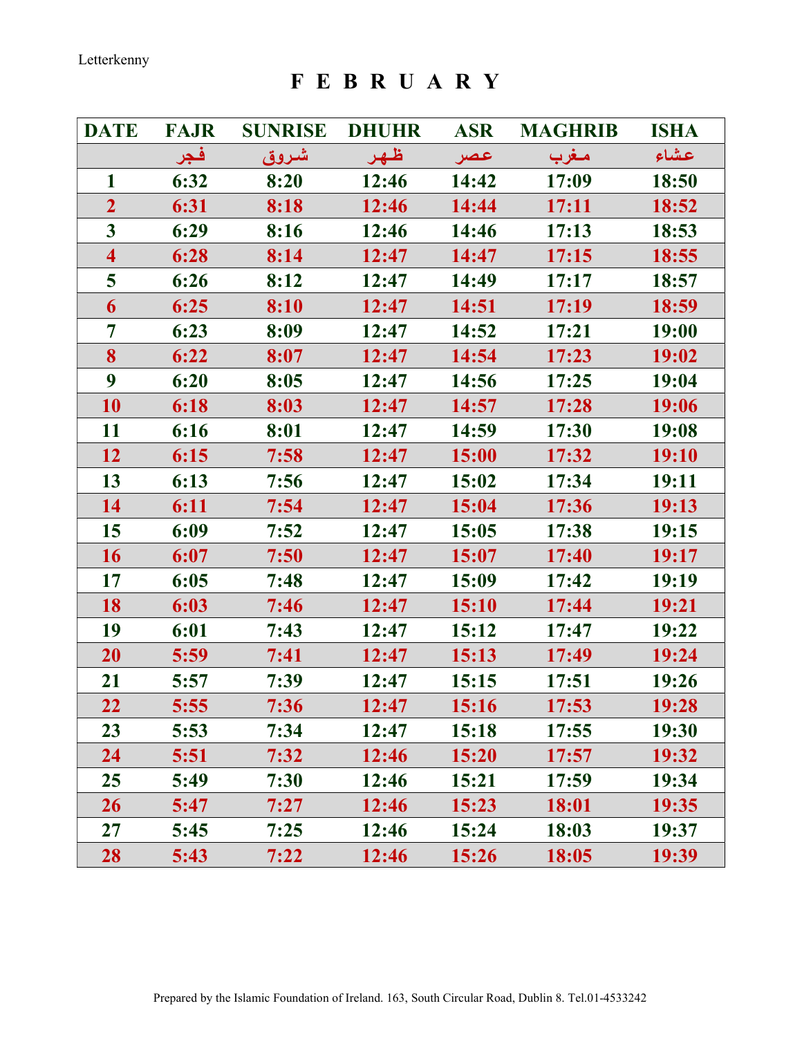Letterkenny

# F E B R U A R Y

| DATE | FAJR | SUNRISE | DHUHR | ASR | MAGHRIB | ISHA |
|---|---|---|---|---|---|---|
| | فجر | شروق | ظهر | عصر | مغرب | عشاء |
| 1 | 6:32 | 8:20 | 12:46 | 14:42 | 17:09 | 18:50 |
| 2 | 6:31 | 8:18 | 12:46 | 14:44 | 17:11 | 18:52 |
| 3 | 6:29 | 8:16 | 12:46 | 14:46 | 17:13 | 18:53 |
| 4 | 6:28 | 8:14 | 12:47 | 14:47 | 17:15 | 18:55 |
| 5 | 6:26 | 8:12 | 12:47 | 14:49 | 17:17 | 18:57 |
| 6 | 6:25 | 8:10 | 12:47 | 14:51 | 17:19 | 18:59 |
| 7 | 6:23 | 8:09 | 12:47 | 14:52 | 17:21 | 19:00 |
| 8 | 6:22 | 8:07 | 12:47 | 14:54 | 17:23 | 19:02 |
| 9 | 6:20 | 8:05 | 12:47 | 14:56 | 17:25 | 19:04 |
| 10 | 6:18 | 8:03 | 12:47 | 14:57 | 17:28 | 19:06 |
| 11 | 6:16 | 8:01 | 12:47 | 14:59 | 17:30 | 19:08 |
| 12 | 6:15 | 7:58 | 12:47 | 15:00 | 17:32 | 19:10 |
| 13 | 6:13 | 7:56 | 12:47 | 15:02 | 17:34 | 19:11 |
| 14 | 6:11 | 7:54 | 12:47 | 15:04 | 17:36 | 19:13 |
| 15 | 6:09 | 7:52 | 12:47 | 15:05 | 17:38 | 19:15 |
| 16 | 6:07 | 7:50 | 12:47 | 15:07 | 17:40 | 19:17 |
| 17 | 6:05 | 7:48 | 12:47 | 15:09 | 17:42 | 19:19 |
| 18 | 6:03 | 7:46 | 12:47 | 15:10 | 17:44 | 19:21 |
| 19 | 6:01 | 7:43 | 12:47 | 15:12 | 17:47 | 19:22 |
| 20 | 5:59 | 7:41 | 12:47 | 15:13 | 17:49 | 19:24 |
| 21 | 5:57 | 7:39 | 12:47 | 15:15 | 17:51 | 19:26 |
| 22 | 5:55 | 7:36 | 12:47 | 15:16 | 17:53 | 19:28 |
| 23 | 5:53 | 7:34 | 12:47 | 15:18 | 17:55 | 19:30 |
| 24 | 5:51 | 7:32 | 12:46 | 15:20 | 17:57 | 19:32 |
| 25 | 5:49 | 7:30 | 12:46 | 15:21 | 17:59 | 19:34 |
| 26 | 5:47 | 7:27 | 12:46 | 15:23 | 18:01 | 19:35 |
| 27 | 5:45 | 7:25 | 12:46 | 15:24 | 18:03 | 19:37 |
| 28 | 5:43 | 7:22 | 12:46 | 15:26 | 18:05 | 19:39 |

Prepared by the Islamic Foundation of Ireland. 163, South Circular Road, Dublin 8. Tel.01-4533242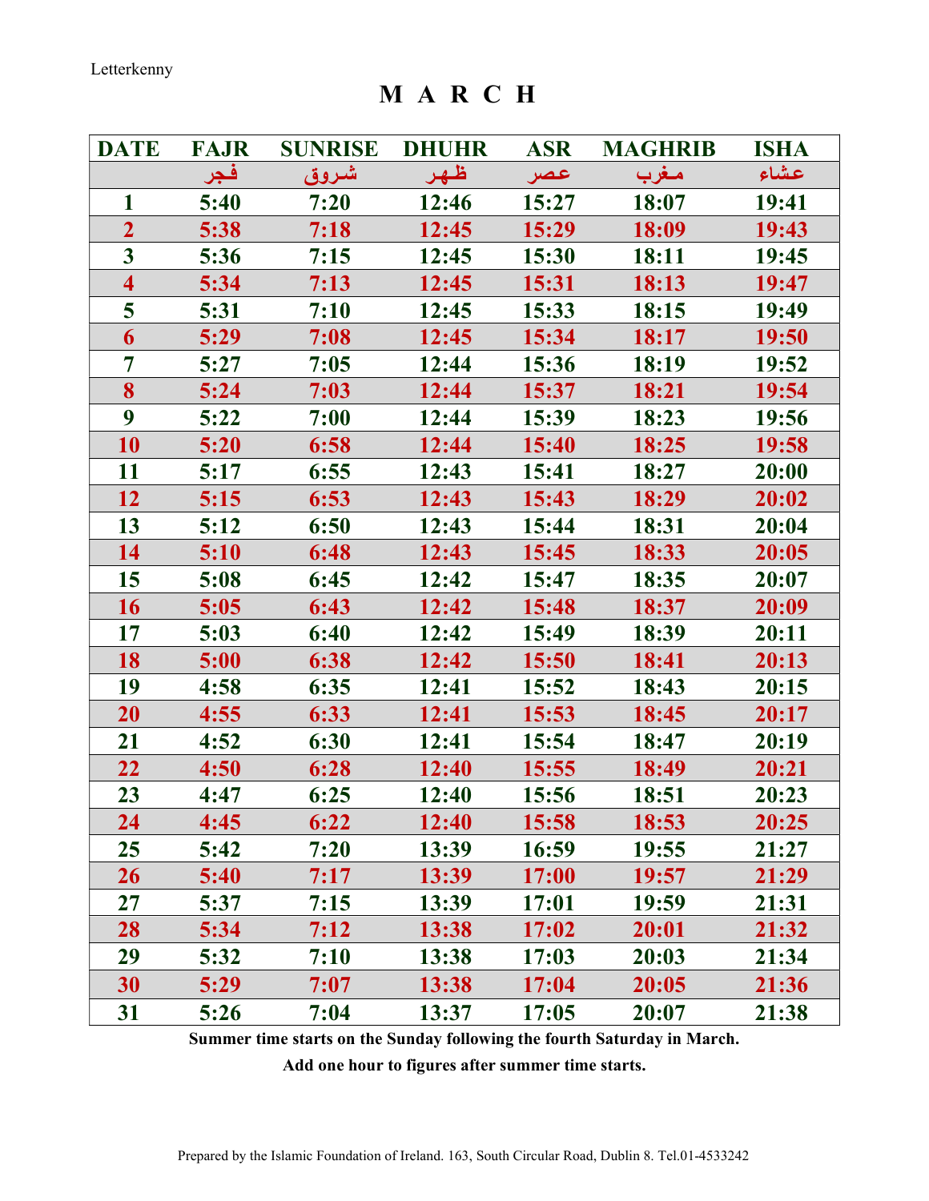Letterkenny

# M A R C H

| DATE | FAJR | SUNRISE | DHUHR | ASR | MAGHRIB | ISHA |
|---|---|---|---|---|---|---|
| | فجر | شروق | ظهر | عصر | مغرب | عشاء |
| 1 | 5:40 | 7:20 | 12:46 | 15:27 | 18:07 | 19:41 |
| 2 | 5:38 | 7:18 | 12:45 | 15:29 | 18:09 | 19:43 |
| 3 | 5:36 | 7:15 | 12:45 | 15:30 | 18:11 | 19:45 |
| 4 | 5:34 | 7:13 | 12:45 | 15:31 | 18:13 | 19:47 |
| 5 | 5:31 | 7:10 | 12:45 | 15:33 | 18:15 | 19:49 |
| 6 | 5:29 | 7:08 | 12:45 | 15:34 | 18:17 | 19:50 |
| 7 | 5:27 | 7:05 | 12:44 | 15:36 | 18:19 | 19:52 |
| 8 | 5:24 | 7:03 | 12:44 | 15:37 | 18:21 | 19:54 |
| 9 | 5:22 | 7:00 | 12:44 | 15:39 | 18:23 | 19:56 |
| 10 | 5:20 | 6:58 | 12:44 | 15:40 | 18:25 | 19:58 |
| 11 | 5:17 | 6:55 | 12:43 | 15:41 | 18:27 | 20:00 |
| 12 | 5:15 | 6:53 | 12:43 | 15:43 | 18:29 | 20:02 |
| 13 | 5:12 | 6:50 | 12:43 | 15:44 | 18:31 | 20:04 |
| 14 | 5:10 | 6:48 | 12:43 | 15:45 | 18:33 | 20:05 |
| 15 | 5:08 | 6:45 | 12:42 | 15:47 | 18:35 | 20:07 |
| 16 | 5:05 | 6:43 | 12:42 | 15:48 | 18:37 | 20:09 |
| 17 | 5:03 | 6:40 | 12:42 | 15:49 | 18:39 | 20:11 |
| 18 | 5:00 | 6:38 | 12:42 | 15:50 | 18:41 | 20:13 |
| 19 | 4:58 | 6:35 | 12:41 | 15:52 | 18:43 | 20:15 |
| 20 | 4:55 | 6:33 | 12:41 | 15:53 | 18:45 | 20:17 |
| 21 | 4:52 | 6:30 | 12:41 | 15:54 | 18:47 | 20:19 |
| 22 | 4:50 | 6:28 | 12:40 | 15:55 | 18:49 | 20:21 |
| 23 | 4:47 | 6:25 | 12:40 | 15:56 | 18:51 | 20:23 |
| 24 | 4:45 | 6:22 | 12:40 | 15:58 | 18:53 | 20:25 |
| 25 | 5:42 | 7:20 | 13:39 | 16:59 | 19:55 | 21:27 |
| 26 | 5:40 | 7:17 | 13:39 | 17:00 | 19:57 | 21:29 |
| 27 | 5:37 | 7:15 | 13:39 | 17:01 | 19:59 | 21:31 |
| 28 | 5:34 | 7:12 | 13:38 | 17:02 | 20:01 | 21:32 |
| 29 | 5:32 | 7:10 | 13:38 | 17:03 | 20:03 | 21:34 |
| 30 | 5:29 | 7:07 | 13:38 | 17:04 | 20:05 | 21:36 |
| 31 | 5:26 | 7:04 | 13:37 | 17:05 | 20:07 | 21:38 |

**Summer time starts on the Sunday following the fourth Saturday in March.**

**Add one hour to figures after summer time starts.**

Prepared by the Islamic Foundation of Ireland. 163, South Circular Road, Dublin 8. Tel.01-4533242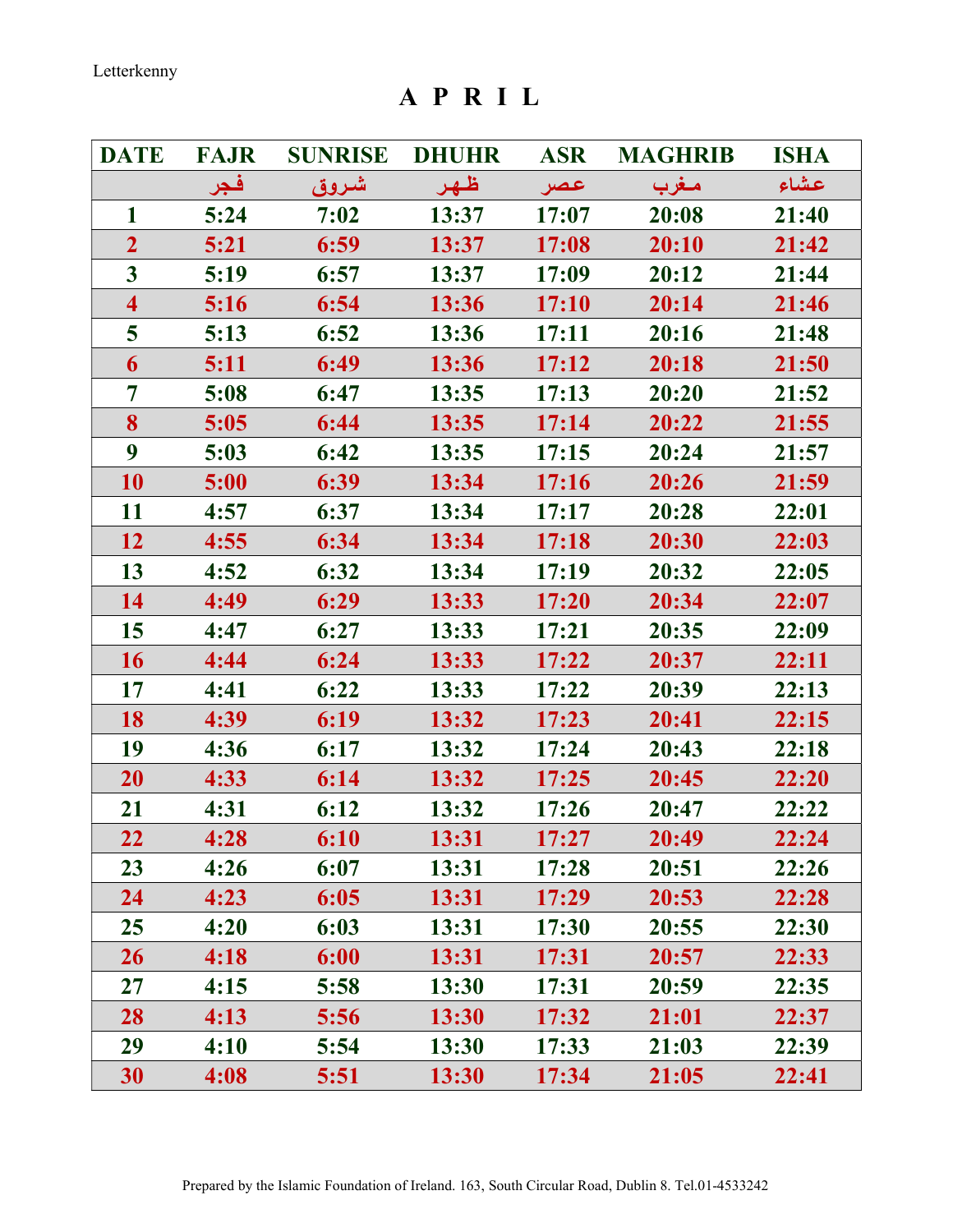Letterkenny

# A P R I L

| DATE | FAJR | SUNRISE | DHUHR | ASR | MAGHRIB | ISHA |
|---|---|---|---|---|---|---|
| | فجر | شروق | ظهر | عصر | مغرب | عشاء |
| 1 | 5:24 | 7:02 | 13:37 | 17:07 | 20:08 | 21:40 |
| 2 | 5:21 | 6:59 | 13:37 | 17:08 | 20:10 | 21:42 |
| 3 | 5:19 | 6:57 | 13:37 | 17:09 | 20:12 | 21:44 |
| 4 | 5:16 | 6:54 | 13:36 | 17:10 | 20:14 | 21:46 |
| 5 | 5:13 | 6:52 | 13:36 | 17:11 | 20:16 | 21:48 |
| 6 | 5:11 | 6:49 | 13:36 | 17:12 | 20:18 | 21:50 |
| 7 | 5:08 | 6:47 | 13:35 | 17:13 | 20:20 | 21:52 |
| 8 | 5:05 | 6:44 | 13:35 | 17:14 | 20:22 | 21:55 |
| 9 | 5:03 | 6:42 | 13:35 | 17:15 | 20:24 | 21:57 |
| 10 | 5:00 | 6:39 | 13:34 | 17:16 | 20:26 | 21:59 |
| 11 | 4:57 | 6:37 | 13:34 | 17:17 | 20:28 | 22:01 |
| 12 | 4:55 | 6:34 | 13:34 | 17:18 | 20:30 | 22:03 |
| 13 | 4:52 | 6:32 | 13:34 | 17:19 | 20:32 | 22:05 |
| 14 | 4:49 | 6:29 | 13:33 | 17:20 | 20:34 | 22:07 |
| 15 | 4:47 | 6:27 | 13:33 | 17:21 | 20:35 | 22:09 |
| 16 | 4:44 | 6:24 | 13:33 | 17:22 | 20:37 | 22:11 |
| 17 | 4:41 | 6:22 | 13:33 | 17:22 | 20:39 | 22:13 |
| 18 | 4:39 | 6:19 | 13:32 | 17:23 | 20:41 | 22:15 |
| 19 | 4:36 | 6:17 | 13:32 | 17:24 | 20:43 | 22:18 |
| 20 | 4:33 | 6:14 | 13:32 | 17:25 | 20:45 | 22:20 |
| 21 | 4:31 | 6:12 | 13:32 | 17:26 | 20:47 | 22:22 |
| 22 | 4:28 | 6:10 | 13:31 | 17:27 | 20:49 | 22:24 |
| 23 | 4:26 | 6:07 | 13:31 | 17:28 | 20:51 | 22:26 |
| 24 | 4:23 | 6:05 | 13:31 | 17:29 | 20:53 | 22:28 |
| 25 | 4:20 | 6:03 | 13:31 | 17:30 | 20:55 | 22:30 |
| 26 | 4:18 | 6:00 | 13:31 | 17:31 | 20:57 | 22:33 |
| 27 | 4:15 | 5:58 | 13:30 | 17:31 | 20:59 | 22:35 |
| 28 | 4:13 | 5:56 | 13:30 | 17:32 | 21:01 | 22:37 |
| 29 | 4:10 | 5:54 | 13:30 | 17:33 | 21:03 | 22:39 |
| 30 | 4:08 | 5:51 | 13:30 | 17:34 | 21:05 | 22:41 |

Prepared by the Islamic Foundation of Ireland. 163, South Circular Road, Dublin 8. Tel.01-4533242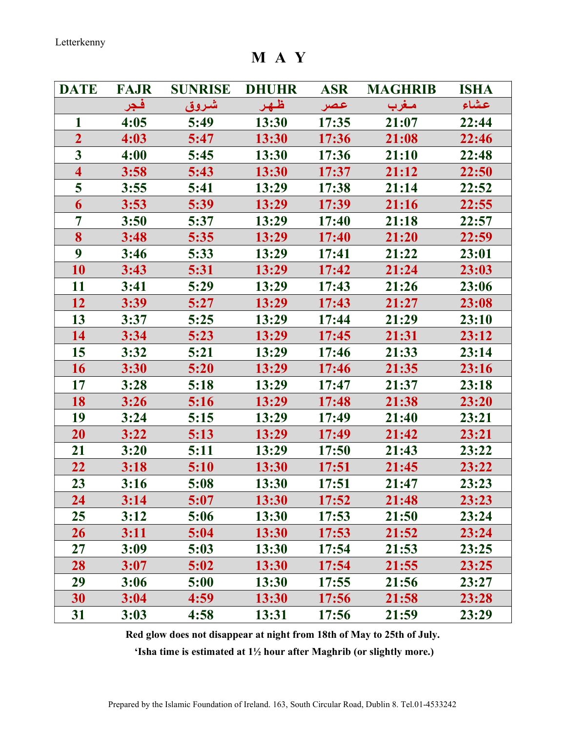Letterkenny

# M A Y

| DATE | FAJR | SUNRISE | DHUHR | ASR | MAGHRIB | ISHA |
|---|---|---|---|---|---|---|
| | فجر | شروق | ظهر | عصر | مغرب | عشاء |
| 1 | 4:05 | 5:49 | 13:30 | 17:35 | 21:07 | 22:44 |
| 2 | 4:03 | 5:47 | 13:30 | 17:36 | 21:08 | 22:46 |
| 3 | 4:00 | 5:45 | 13:30 | 17:36 | 21:10 | 22:48 |
| 4 | 3:58 | 5:43 | 13:30 | 17:37 | 21:12 | 22:50 |
| 5 | 3:55 | 5:41 | 13:29 | 17:38 | 21:14 | 22:52 |
| 6 | 3:53 | 5:39 | 13:29 | 17:39 | 21:16 | 22:55 |
| 7 | 3:50 | 5:37 | 13:29 | 17:40 | 21:18 | 22:57 |
| 8 | 3:48 | 5:35 | 13:29 | 17:40 | 21:20 | 22:59 |
| 9 | 3:46 | 5:33 | 13:29 | 17:41 | 21:22 | 23:01 |
| 10 | 3:43 | 5:31 | 13:29 | 17:42 | 21:24 | 23:03 |
| 11 | 3:41 | 5:29 | 13:29 | 17:43 | 21:26 | 23:06 |
| 12 | 3:39 | 5:27 | 13:29 | 17:43 | 21:27 | 23:08 |
| 13 | 3:37 | 5:25 | 13:29 | 17:44 | 21:29 | 23:10 |
| 14 | 3:34 | 5:23 | 13:29 | 17:45 | 21:31 | 23:12 |
| 15 | 3:32 | 5:21 | 13:29 | 17:46 | 21:33 | 23:14 |
| 16 | 3:30 | 5:20 | 13:29 | 17:46 | 21:35 | 23:16 |
| 17 | 3:28 | 5:18 | 13:29 | 17:47 | 21:37 | 23:18 |
| 18 | 3:26 | 5:16 | 13:29 | 17:48 | 21:38 | 23:20 |
| 19 | 3:24 | 5:15 | 13:29 | 17:49 | 21:40 | 23:21 |
| 20 | 3:22 | 5:13 | 13:29 | 17:49 | 21:42 | 23:21 |
| 21 | 3:20 | 5:11 | 13:29 | 17:50 | 21:43 | 23:22 |
| 22 | 3:18 | 5:10 | 13:30 | 17:51 | 21:45 | 23:22 |
| 23 | 3:16 | 5:08 | 13:30 | 17:51 | 21:47 | 23:23 |
| 24 | 3:14 | 5:07 | 13:30 | 17:52 | 21:48 | 23:23 |
| 25 | 3:12 | 5:06 | 13:30 | 17:53 | 21:50 | 23:24 |
| 26 | 3:11 | 5:04 | 13:30 | 17:53 | 21:52 | 23:24 |
| 27 | 3:09 | 5:03 | 13:30 | 17:54 | 21:53 | 23:25 |
| 28 | 3:07 | 5:02 | 13:30 | 17:54 | 21:55 | 23:25 |
| 29 | 3:06 | 5:00 | 13:30 | 17:55 | 21:56 | 23:27 |
| 30 | 3:04 | 4:59 | 13:30 | 17:56 | 21:58 | 23:28 |
| 31 | 3:03 | 4:58 | 13:31 | 17:56 | 21:59 | 23:29 |

**Red glow does not disappear at night from 18th of May to 25th of July.**

**'Isha time is estimated at 1½ hour after Maghrib (or slightly more.)**

Prepared by the Islamic Foundation of Ireland. 163, South Circular Road, Dublin 8. Tel.01-4533242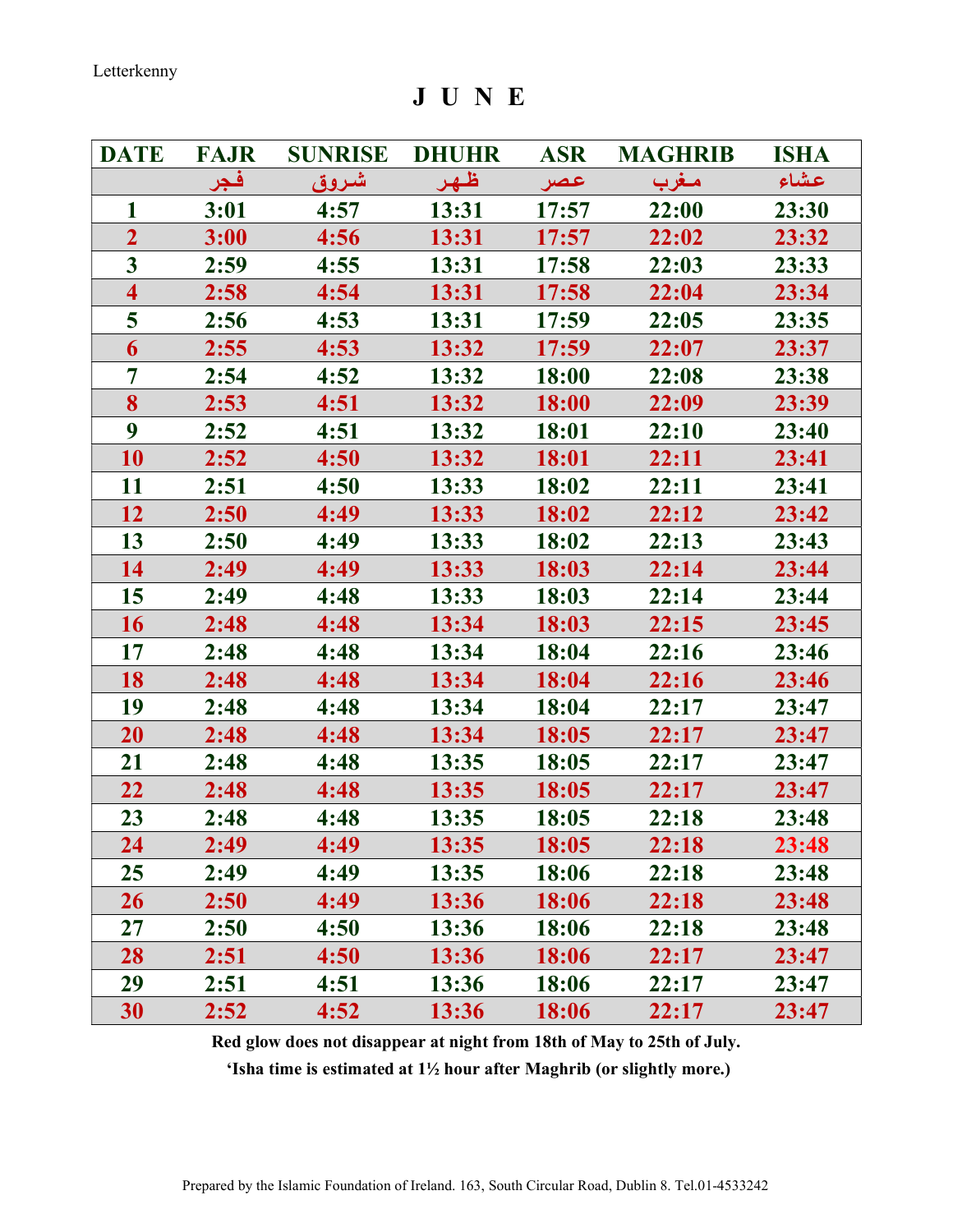Letterkenny

# J U N E

| DATE | FAJR | SUNRISE | DHUHR | ASR | MAGHRIB | ISHA |
|---|---|---|---|---|---|---|
| | فجر | شروق | ظهر | عصر | مغرب | عشاء |
| 1 | 3:01 | 4:57 | 13:31 | 17:57 | 22:00 | 23:30 |
| 2 | 3:00 | 4:56 | 13:31 | 17:57 | 22:02 | 23:32 |
| 3 | 2:59 | 4:55 | 13:31 | 17:58 | 22:03 | 23:33 |
| 4 | 2:58 | 4:54 | 13:31 | 17:58 | 22:04 | 23:34 |
| 5 | 2:56 | 4:53 | 13:31 | 17:59 | 22:05 | 23:35 |
| 6 | 2:55 | 4:53 | 13:32 | 17:59 | 22:07 | 23:37 |
| 7 | 2:54 | 4:52 | 13:32 | 18:00 | 22:08 | 23:38 |
| 8 | 2:53 | 4:51 | 13:32 | 18:00 | 22:09 | 23:39 |
| 9 | 2:52 | 4:51 | 13:32 | 18:01 | 22:10 | 23:40 |
| 10 | 2:52 | 4:50 | 13:32 | 18:01 | 22:11 | 23:41 |
| 11 | 2:51 | 4:50 | 13:33 | 18:02 | 22:11 | 23:41 |
| 12 | 2:50 | 4:49 | 13:33 | 18:02 | 22:12 | 23:42 |
| 13 | 2:50 | 4:49 | 13:33 | 18:02 | 22:13 | 23:43 |
| 14 | 2:49 | 4:49 | 13:33 | 18:03 | 22:14 | 23:44 |
| 15 | 2:49 | 4:48 | 13:33 | 18:03 | 22:14 | 23:44 |
| 16 | 2:48 | 4:48 | 13:34 | 18:03 | 22:15 | 23:45 |
| 17 | 2:48 | 4:48 | 13:34 | 18:04 | 22:16 | 23:46 |
| 18 | 2:48 | 4:48 | 13:34 | 18:04 | 22:16 | 23:46 |
| 19 | 2:48 | 4:48 | 13:34 | 18:04 | 22:17 | 23:47 |
| 20 | 2:48 | 4:48 | 13:34 | 18:05 | 22:17 | 23:47 |
| 21 | 2:48 | 4:48 | 13:35 | 18:05 | 22:17 | 23:47 |
| 22 | 2:48 | 4:48 | 13:35 | 18:05 | 22:17 | 23:47 |
| 23 | 2:48 | 4:48 | 13:35 | 18:05 | 22:18 | 23:48 |
| 24 | 2:49 | 4:49 | 13:35 | 18:05 | 22:18 | 23:48 |
| 25 | 2:49 | 4:49 | 13:35 | 18:06 | 22:18 | 23:48 |
| 26 | 2:50 | 4:49 | 13:36 | 18:06 | 22:18 | 23:48 |
| 27 | 2:50 | 4:50 | 13:36 | 18:06 | 22:18 | 23:48 |
| 28 | 2:51 | 4:50 | 13:36 | 18:06 | 22:17 | 23:47 |
| 29 | 2:51 | 4:51 | 13:36 | 18:06 | 22:17 | 23:47 |
| 30 | 2:52 | 4:52 | 13:36 | 18:06 | 22:17 | 23:47 |

**Red glow does not disappear at night from 18th of May to 25th of July.**

**'Isha time is estimated at 1½ hour after Maghrib (or slightly more.)**

Prepared by the Islamic Foundation of Ireland. 163, South Circular Road, Dublin 8. Tel.01-4533242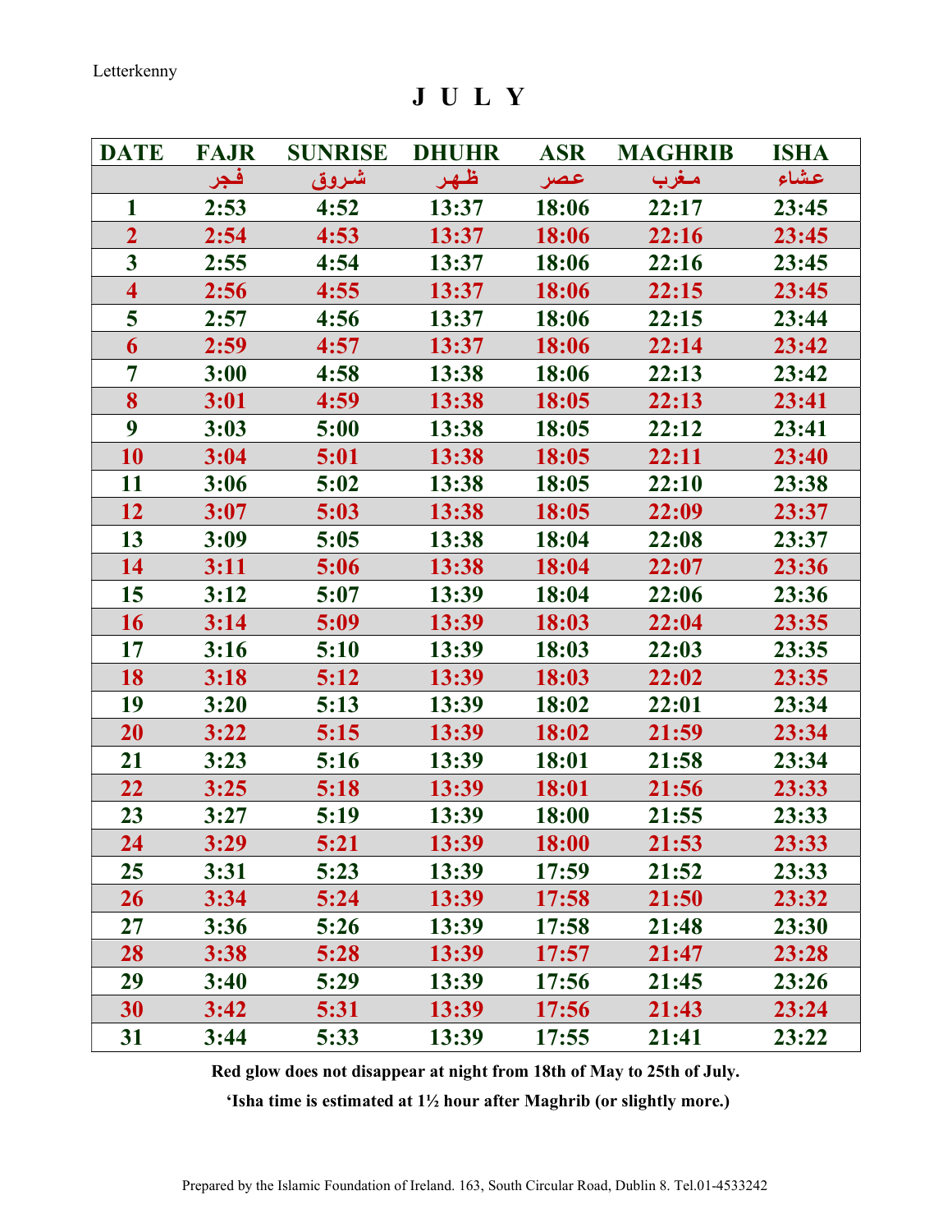Letterkenny

# J U L Y

| DATE | FAJR | SUNRISE | DHUHR | ASR | MAGHRIB | ISHA |
|---|---|---|---|---|---|---|
| | فجر | شروق | ظهر | عصر | مغرب | عشاء |
| 1 | 2:53 | 4:52 | 13:37 | 18:06 | 22:17 | 23:45 |
| 2 | 2:54 | 4:53 | 13:37 | 18:06 | 22:16 | 23:45 |
| 3 | 2:55 | 4:54 | 13:37 | 18:06 | 22:16 | 23:45 |
| 4 | 2:56 | 4:55 | 13:37 | 18:06 | 22:15 | 23:45 |
| 5 | 2:57 | 4:56 | 13:37 | 18:06 | 22:15 | 23:44 |
| 6 | 2:59 | 4:57 | 13:37 | 18:06 | 22:14 | 23:42 |
| 7 | 3:00 | 4:58 | 13:38 | 18:06 | 22:13 | 23:42 |
| 8 | 3:01 | 4:59 | 13:38 | 18:05 | 22:13 | 23:41 |
| 9 | 3:03 | 5:00 | 13:38 | 18:05 | 22:12 | 23:41 |
| 10 | 3:04 | 5:01 | 13:38 | 18:05 | 22:11 | 23:40 |
| 11 | 3:06 | 5:02 | 13:38 | 18:05 | 22:10 | 23:38 |
| 12 | 3:07 | 5:03 | 13:38 | 18:05 | 22:09 | 23:37 |
| 13 | 3:09 | 5:05 | 13:38 | 18:04 | 22:08 | 23:37 |
| 14 | 3:11 | 5:06 | 13:38 | 18:04 | 22:07 | 23:36 |
| 15 | 3:12 | 5:07 | 13:39 | 18:04 | 22:06 | 23:36 |
| 16 | 3:14 | 5:09 | 13:39 | 18:03 | 22:04 | 23:35 |
| 17 | 3:16 | 5:10 | 13:39 | 18:03 | 22:03 | 23:35 |
| 18 | 3:18 | 5:12 | 13:39 | 18:03 | 22:02 | 23:35 |
| 19 | 3:20 | 5:13 | 13:39 | 18:02 | 22:01 | 23:34 |
| 20 | 3:22 | 5:15 | 13:39 | 18:02 | 21:59 | 23:34 |
| 21 | 3:23 | 5:16 | 13:39 | 18:01 | 21:58 | 23:34 |
| 22 | 3:25 | 5:18 | 13:39 | 18:01 | 21:56 | 23:33 |
| 23 | 3:27 | 5:19 | 13:39 | 18:00 | 21:55 | 23:33 |
| 24 | 3:29 | 5:21 | 13:39 | 18:00 | 21:53 | 23:33 |
| 25 | 3:31 | 5:23 | 13:39 | 17:59 | 21:52 | 23:33 |
| 26 | 3:34 | 5:24 | 13:39 | 17:58 | 21:50 | 23:32 |
| 27 | 3:36 | 5:26 | 13:39 | 17:58 | 21:48 | 23:30 |
| 28 | 3:38 | 5:28 | 13:39 | 17:57 | 21:47 | 23:28 |
| 29 | 3:40 | 5:29 | 13:39 | 17:56 | 21:45 | 23:26 |
| 30 | 3:42 | 5:31 | 13:39 | 17:56 | 21:43 | 23:24 |
| 31 | 3:44 | 5:33 | 13:39 | 17:55 | 21:41 | 23:22 |

**Red glow does not disappear at night from 18th of May to 25th of July.**

**'Isha time is estimated at 1½ hour after Maghrib (or slightly more.)**

Prepared by the Islamic Foundation of Ireland. 163, South Circular Road, Dublin 8. Tel.01-4533242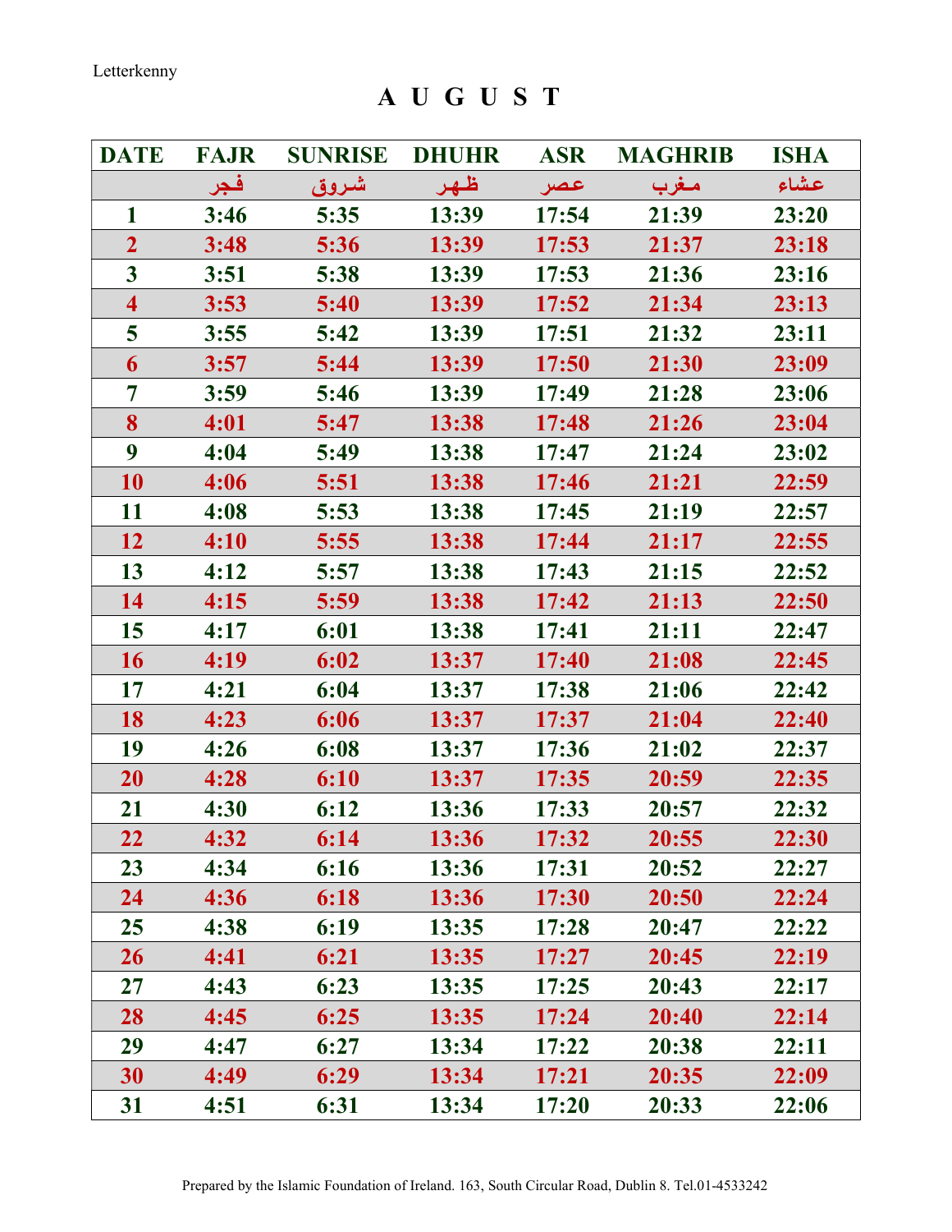Letterkenny

# A U G U S T

| DATE | FAJR | SUNRISE | DHUHR | ASR | MAGHRIB | ISHA |
|---|---|---|---|---|---|---|
| | فجر | شروق | ظهر | عصر | مغرب | عشاء |
| 1 | 3:46 | 5:35 | 13:39 | 17:54 | 21:39 | 23:20 |
| 2 | 3:48 | 5:36 | 13:39 | 17:53 | 21:37 | 23:18 |
| 3 | 3:51 | 5:38 | 13:39 | 17:53 | 21:36 | 23:16 |
| 4 | 3:53 | 5:40 | 13:39 | 17:52 | 21:34 | 23:13 |
| 5 | 3:55 | 5:42 | 13:39 | 17:51 | 21:32 | 23:11 |
| 6 | 3:57 | 5:44 | 13:39 | 17:50 | 21:30 | 23:09 |
| 7 | 3:59 | 5:46 | 13:39 | 17:49 | 21:28 | 23:06 |
| 8 | 4:01 | 5:47 | 13:38 | 17:48 | 21:26 | 23:04 |
| 9 | 4:04 | 5:49 | 13:38 | 17:47 | 21:24 | 23:02 |
| 10 | 4:06 | 5:51 | 13:38 | 17:46 | 21:21 | 22:59 |
| 11 | 4:08 | 5:53 | 13:38 | 17:45 | 21:19 | 22:57 |
| 12 | 4:10 | 5:55 | 13:38 | 17:44 | 21:17 | 22:55 |
| 13 | 4:12 | 5:57 | 13:38 | 17:43 | 21:15 | 22:52 |
| 14 | 4:15 | 5:59 | 13:38 | 17:42 | 21:13 | 22:50 |
| 15 | 4:17 | 6:01 | 13:38 | 17:41 | 21:11 | 22:47 |
| 16 | 4:19 | 6:02 | 13:37 | 17:40 | 21:08 | 22:45 |
| 17 | 4:21 | 6:04 | 13:37 | 17:38 | 21:06 | 22:42 |
| 18 | 4:23 | 6:06 | 13:37 | 17:37 | 21:04 | 22:40 |
| 19 | 4:26 | 6:08 | 13:37 | 17:36 | 21:02 | 22:37 |
| 20 | 4:28 | 6:10 | 13:37 | 17:35 | 20:59 | 22:35 |
| 21 | 4:30 | 6:12 | 13:36 | 17:33 | 20:57 | 22:32 |
| 22 | 4:32 | 6:14 | 13:36 | 17:32 | 20:55 | 22:30 |
| 23 | 4:34 | 6:16 | 13:36 | 17:31 | 20:52 | 22:27 |
| 24 | 4:36 | 6:18 | 13:36 | 17:30 | 20:50 | 22:24 |
| 25 | 4:38 | 6:19 | 13:35 | 17:28 | 20:47 | 22:22 |
| 26 | 4:41 | 6:21 | 13:35 | 17:27 | 20:45 | 22:19 |
| 27 | 4:43 | 6:23 | 13:35 | 17:25 | 20:43 | 22:17 |
| 28 | 4:45 | 6:25 | 13:35 | 17:24 | 20:40 | 22:14 |
| 29 | 4:47 | 6:27 | 13:34 | 17:22 | 20:38 | 22:11 |
| 30 | 4:49 | 6:29 | 13:34 | 17:21 | 20:35 | 22:09 |
| 31 | 4:51 | 6:31 | 13:34 | 17:20 | 20:33 | 22:06 |

Prepared by the Islamic Foundation of Ireland. 163, South Circular Road, Dublin 8. Tel.01-4533242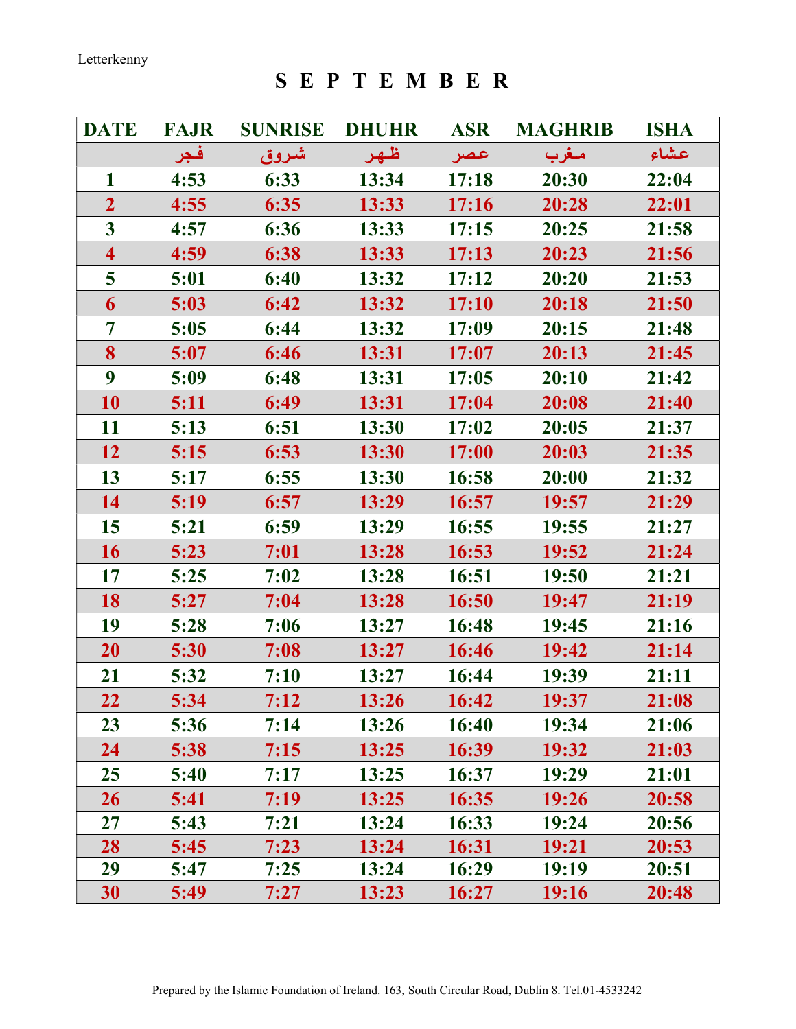Letterkenny

# S E P T E M B E R

| DATE | FAJR | SUNRISE | DHUHR | ASR | MAGHRIB | ISHA |
|---|---|---|---|---|---|---|
| | فجر | شروق | ظهر | عصر | مغرب | عشاء |
| 1 | 4:53 | 6:33 | 13:34 | 17:18 | 20:30 | 22:04 |
| 2 | 4:55 | 6:35 | 13:33 | 17:16 | 20:28 | 22:01 |
| 3 | 4:57 | 6:36 | 13:33 | 17:15 | 20:25 | 21:58 |
| 4 | 4:59 | 6:38 | 13:33 | 17:13 | 20:23 | 21:56 |
| 5 | 5:01 | 6:40 | 13:32 | 17:12 | 20:20 | 21:53 |
| 6 | 5:03 | 6:42 | 13:32 | 17:10 | 20:18 | 21:50 |
| 7 | 5:05 | 6:44 | 13:32 | 17:09 | 20:15 | 21:48 |
| 8 | 5:07 | 6:46 | 13:31 | 17:07 | 20:13 | 21:45 |
| 9 | 5:09 | 6:48 | 13:31 | 17:05 | 20:10 | 21:42 |
| 10 | 5:11 | 6:49 | 13:31 | 17:04 | 20:08 | 21:40 |
| 11 | 5:13 | 6:51 | 13:30 | 17:02 | 20:05 | 21:37 |
| 12 | 5:15 | 6:53 | 13:30 | 17:00 | 20:03 | 21:35 |
| 13 | 5:17 | 6:55 | 13:30 | 16:58 | 20:00 | 21:32 |
| 14 | 5:19 | 6:57 | 13:29 | 16:57 | 19:57 | 21:29 |
| 15 | 5:21 | 6:59 | 13:29 | 16:55 | 19:55 | 21:27 |
| 16 | 5:23 | 7:01 | 13:28 | 16:53 | 19:52 | 21:24 |
| 17 | 5:25 | 7:02 | 13:28 | 16:51 | 19:50 | 21:21 |
| 18 | 5:27 | 7:04 | 13:28 | 16:50 | 19:47 | 21:19 |
| 19 | 5:28 | 7:06 | 13:27 | 16:48 | 19:45 | 21:16 |
| 20 | 5:30 | 7:08 | 13:27 | 16:46 | 19:42 | 21:14 |
| 21 | 5:32 | 7:10 | 13:27 | 16:44 | 19:39 | 21:11 |
| 22 | 5:34 | 7:12 | 13:26 | 16:42 | 19:37 | 21:08 |
| 23 | 5:36 | 7:14 | 13:26 | 16:40 | 19:34 | 21:06 |
| 24 | 5:38 | 7:15 | 13:25 | 16:39 | 19:32 | 21:03 |
| 25 | 5:40 | 7:17 | 13:25 | 16:37 | 19:29 | 21:01 |
| 26 | 5:41 | 7:19 | 13:25 | 16:35 | 19:26 | 20:58 |
| 27 | 5:43 | 7:21 | 13:24 | 16:33 | 19:24 | 20:56 |
| 28 | 5:45 | 7:23 | 13:24 | 16:31 | 19:21 | 20:53 |
| 29 | 5:47 | 7:25 | 13:24 | 16:29 | 19:19 | 20:51 |
| 30 | 5:49 | 7:27 | 13:23 | 16:27 | 19:16 | 20:48 |

Prepared by the Islamic Foundation of Ireland. 163, South Circular Road, Dublin 8. Tel.01-4533242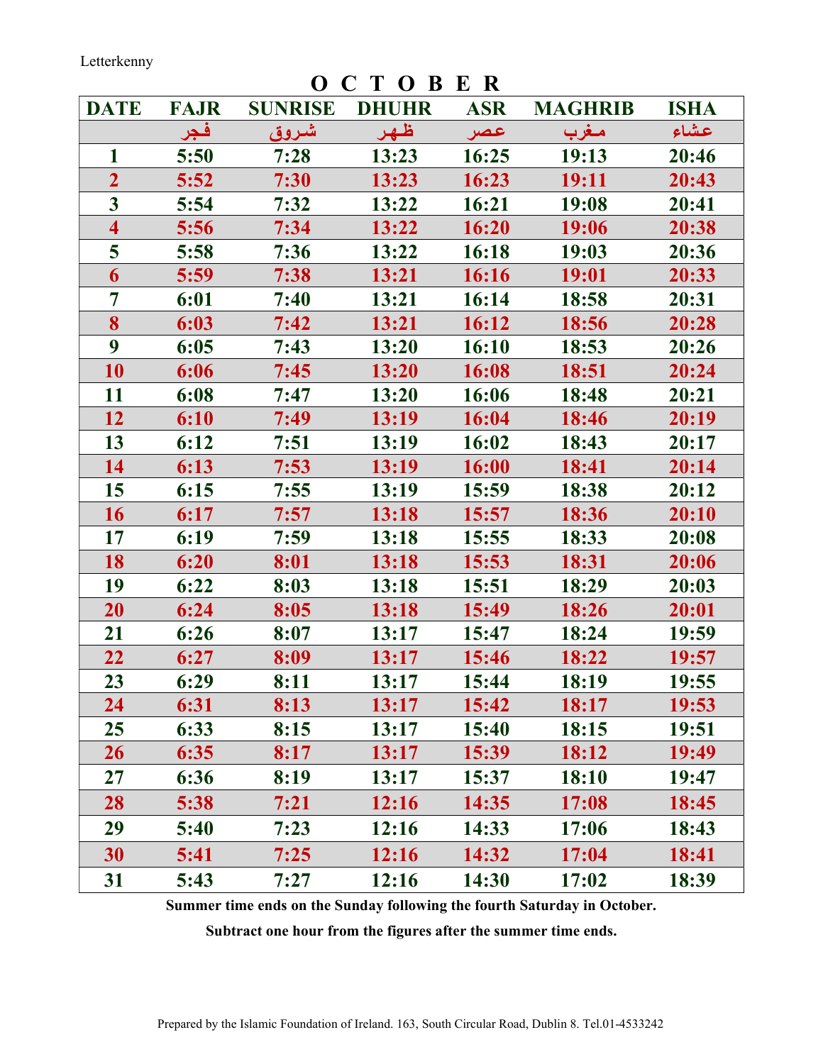Letterkenny

# O C T O B E R

| DATE | FAJR | SUNRISE | DHUHR | ASR | MAGHRIB | ISHA |
|---|---|---|---|---|---|---|
| | فجر | شروق | ظهر | عصر | مغرب | عشاء |
| 1 | 5:50 | 7:28 | 13:23 | 16:25 | 19:13 | 20:46 |
| 2 | 5:52 | 7:30 | 13:23 | 16:23 | 19:11 | 20:43 |
| 3 | 5:54 | 7:32 | 13:22 | 16:21 | 19:08 | 20:41 |
| 4 | 5:56 | 7:34 | 13:22 | 16:20 | 19:06 | 20:38 |
| 5 | 5:58 | 7:36 | 13:22 | 16:18 | 19:03 | 20:36 |
| 6 | 5:59 | 7:38 | 13:21 | 16:16 | 19:01 | 20:33 |
| 7 | 6:01 | 7:40 | 13:21 | 16:14 | 18:58 | 20:31 |
| 8 | 6:03 | 7:42 | 13:21 | 16:12 | 18:56 | 20:28 |
| 9 | 6:05 | 7:43 | 13:20 | 16:10 | 18:53 | 20:26 |
| 10 | 6:06 | 7:45 | 13:20 | 16:08 | 18:51 | 20:24 |
| 11 | 6:08 | 7:47 | 13:20 | 16:06 | 18:48 | 20:21 |
| 12 | 6:10 | 7:49 | 13:19 | 16:04 | 18:46 | 20:19 |
| 13 | 6:12 | 7:51 | 13:19 | 16:02 | 18:43 | 20:17 |
| 14 | 6:13 | 7:53 | 13:19 | 16:00 | 18:41 | 20:14 |
| 15 | 6:15 | 7:55 | 13:19 | 15:59 | 18:38 | 20:12 |
| 16 | 6:17 | 7:57 | 13:18 | 15:57 | 18:36 | 20:10 |
| 17 | 6:19 | 7:59 | 13:18 | 15:55 | 18:33 | 20:08 |
| 18 | 6:20 | 8:01 | 13:18 | 15:53 | 18:31 | 20:06 |
| 19 | 6:22 | 8:03 | 13:18 | 15:51 | 18:29 | 20:03 |
| 20 | 6:24 | 8:05 | 13:18 | 15:49 | 18:26 | 20:01 |
| 21 | 6:26 | 8:07 | 13:17 | 15:47 | 18:24 | 19:59 |
| 22 | 6:27 | 8:09 | 13:17 | 15:46 | 18:22 | 19:57 |
| 23 | 6:29 | 8:11 | 13:17 | 15:44 | 18:19 | 19:55 |
| 24 | 6:31 | 8:13 | 13:17 | 15:42 | 18:17 | 19:53 |
| 25 | 6:33 | 8:15 | 13:17 | 15:40 | 18:15 | 19:51 |
| 26 | 6:35 | 8:17 | 13:17 | 15:39 | 18:12 | 19:49 |
| 27 | 6:36 | 8:19 | 13:17 | 15:37 | 18:10 | 19:47 |
| 28 | 5:38 | 7:21 | 12:16 | 14:35 | 17:08 | 18:45 |
| 29 | 5:40 | 7:23 | 12:16 | 14:33 | 17:06 | 18:43 |
| 30 | 5:41 | 7:25 | 12:16 | 14:32 | 17:04 | 18:41 |
| 31 | 5:43 | 7:27 | 12:16 | 14:30 | 17:02 | 18:39 |

**Summer time ends on the Sunday following the fourth Saturday in October.**

**Subtract one hour from the figures after the summer time ends.**

Prepared by the Islamic Foundation of Ireland. 163, South Circular Road, Dublin 8. Tel.01-4533242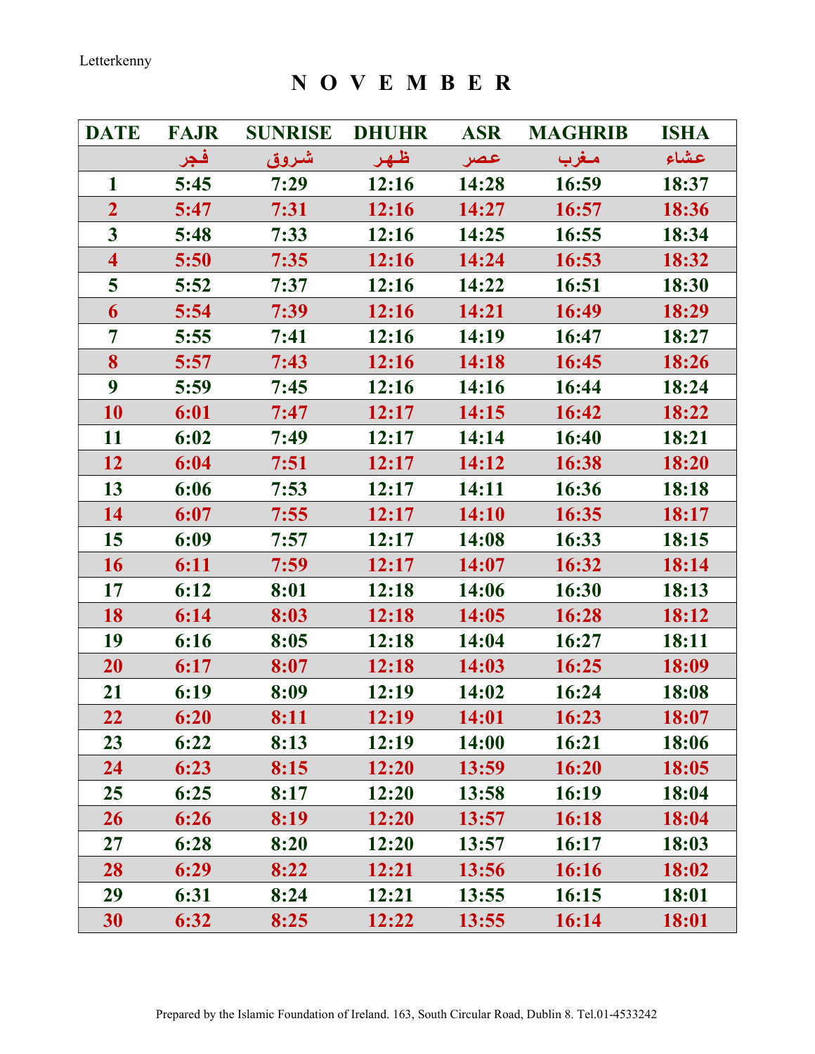Letterkenny

# N O V E M B E R

| DATE | FAJR | SUNRISE | DHUHR | ASR | MAGHRIB | ISHA |
|---|---|---|---|---|---|---|
| | فجر | شروق | ظهر | عصر | مغرب | عشاء |
| 1 | 5:45 | 7:29 | 12:16 | 14:28 | 16:59 | 18:37 |
| 2 | 5:47 | 7:31 | 12:16 | 14:27 | 16:57 | 18:36 |
| 3 | 5:48 | 7:33 | 12:16 | 14:25 | 16:55 | 18:34 |
| 4 | 5:50 | 7:35 | 12:16 | 14:24 | 16:53 | 18:32 |
| 5 | 5:52 | 7:37 | 12:16 | 14:22 | 16:51 | 18:30 |
| 6 | 5:54 | 7:39 | 12:16 | 14:21 | 16:49 | 18:29 |
| 7 | 5:55 | 7:41 | 12:16 | 14:19 | 16:47 | 18:27 |
| 8 | 5:57 | 7:43 | 12:16 | 14:18 | 16:45 | 18:26 |
| 9 | 5:59 | 7:45 | 12:16 | 14:16 | 16:44 | 18:24 |
| 10 | 6:01 | 7:47 | 12:17 | 14:15 | 16:42 | 18:22 |
| 11 | 6:02 | 7:49 | 12:17 | 14:14 | 16:40 | 18:21 |
| 12 | 6:04 | 7:51 | 12:17 | 14:12 | 16:38 | 18:20 |
| 13 | 6:06 | 7:53 | 12:17 | 14:11 | 16:36 | 18:18 |
| 14 | 6:07 | 7:55 | 12:17 | 14:10 | 16:35 | 18:17 |
| 15 | 6:09 | 7:57 | 12:17 | 14:08 | 16:33 | 18:15 |
| 16 | 6:11 | 7:59 | 12:17 | 14:07 | 16:32 | 18:14 |
| 17 | 6:12 | 8:01 | 12:18 | 14:06 | 16:30 | 18:13 |
| 18 | 6:14 | 8:03 | 12:18 | 14:05 | 16:28 | 18:12 |
| 19 | 6:16 | 8:05 | 12:18 | 14:04 | 16:27 | 18:11 |
| 20 | 6:17 | 8:07 | 12:18 | 14:03 | 16:25 | 18:09 |
| 21 | 6:19 | 8:09 | 12:19 | 14:02 | 16:24 | 18:08 |
| 22 | 6:20 | 8:11 | 12:19 | 14:01 | 16:23 | 18:07 |
| 23 | 6:22 | 8:13 | 12:19 | 14:00 | 16:21 | 18:06 |
| 24 | 6:23 | 8:15 | 12:20 | 13:59 | 16:20 | 18:05 |
| 25 | 6:25 | 8:17 | 12:20 | 13:58 | 16:19 | 18:04 |
| 26 | 6:26 | 8:19 | 12:20 | 13:57 | 16:18 | 18:04 |
| 27 | 6:28 | 8:20 | 12:20 | 13:57 | 16:17 | 18:03 |
| 28 | 6:29 | 8:22 | 12:21 | 13:56 | 16:16 | 18:02 |
| 29 | 6:31 | 8:24 | 12:21 | 13:55 | 16:15 | 18:01 |
| 30 | 6:32 | 8:25 | 12:22 | 13:55 | 16:14 | 18:01 |

Prepared by the Islamic Foundation of Ireland. 163, South Circular Road, Dublin 8. Tel.01-4533242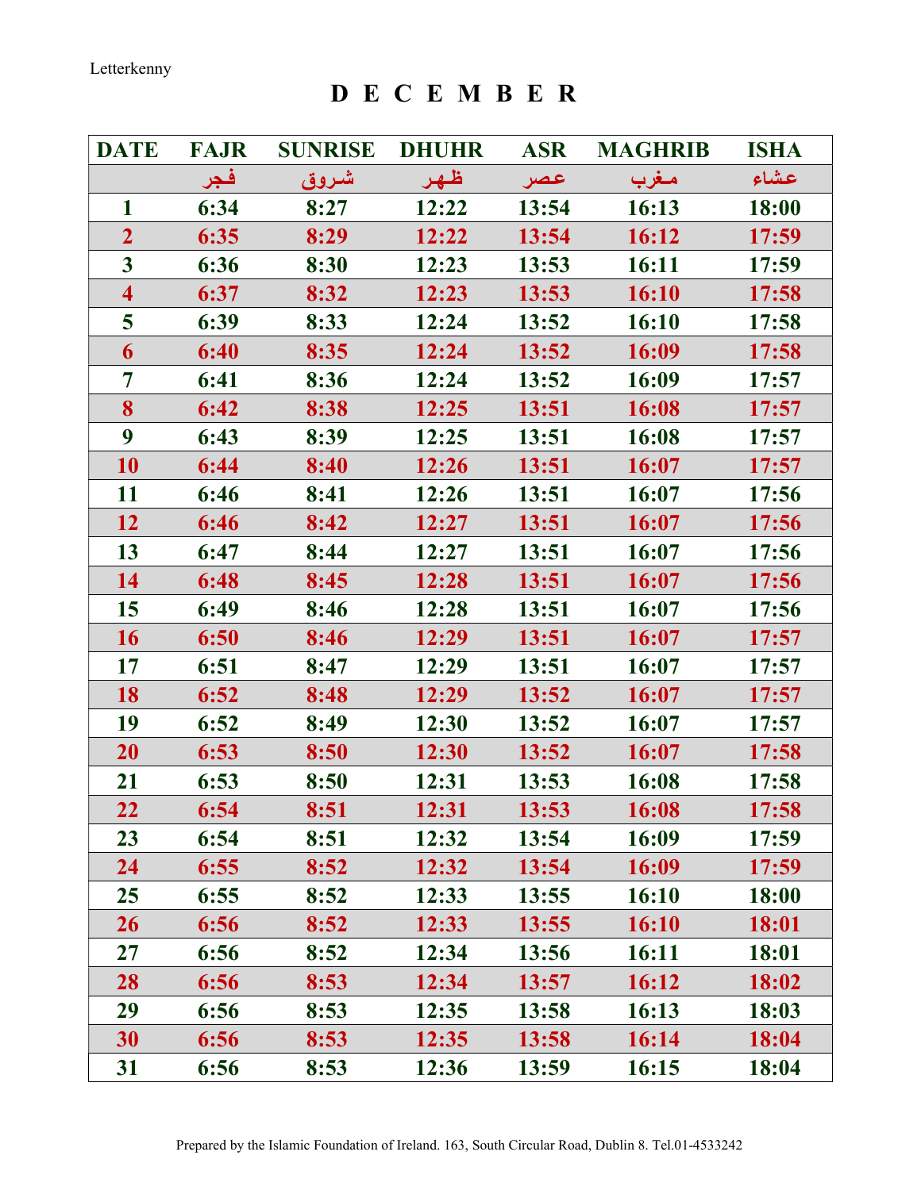Letterkenny

# D E C E M B E R

| DATE | FAJR | SUNRISE | DHUHR | ASR | MAGHRIB | ISHA |
|---|---|---|---|---|---|---|
| | فجر | شروق | ظهر | عصر | مغرب | عشاء |
| 1 | 6:34 | 8:27 | 12:22 | 13:54 | 16:13 | 18:00 |
| 2 | 6:35 | 8:29 | 12:22 | 13:54 | 16:12 | 17:59 |
| 3 | 6:36 | 8:30 | 12:23 | 13:53 | 16:11 | 17:59 |
| 4 | 6:37 | 8:32 | 12:23 | 13:53 | 16:10 | 17:58 |
| 5 | 6:39 | 8:33 | 12:24 | 13:52 | 16:10 | 17:58 |
| 6 | 6:40 | 8:35 | 12:24 | 13:52 | 16:09 | 17:58 |
| 7 | 6:41 | 8:36 | 12:24 | 13:52 | 16:09 | 17:57 |
| 8 | 6:42 | 8:38 | 12:25 | 13:51 | 16:08 | 17:57 |
| 9 | 6:43 | 8:39 | 12:25 | 13:51 | 16:08 | 17:57 |
| 10 | 6:44 | 8:40 | 12:26 | 13:51 | 16:07 | 17:57 |
| 11 | 6:46 | 8:41 | 12:26 | 13:51 | 16:07 | 17:56 |
| 12 | 6:46 | 8:42 | 12:27 | 13:51 | 16:07 | 17:56 |
| 13 | 6:47 | 8:44 | 12:27 | 13:51 | 16:07 | 17:56 |
| 14 | 6:48 | 8:45 | 12:28 | 13:51 | 16:07 | 17:56 |
| 15 | 6:49 | 8:46 | 12:28 | 13:51 | 16:07 | 17:56 |
| 16 | 6:50 | 8:46 | 12:29 | 13:51 | 16:07 | 17:57 |
| 17 | 6:51 | 8:47 | 12:29 | 13:51 | 16:07 | 17:57 |
| 18 | 6:52 | 8:48 | 12:29 | 13:52 | 16:07 | 17:57 |
| 19 | 6:52 | 8:49 | 12:30 | 13:52 | 16:07 | 17:57 |
| 20 | 6:53 | 8:50 | 12:30 | 13:52 | 16:07 | 17:58 |
| 21 | 6:53 | 8:50 | 12:31 | 13:53 | 16:08 | 17:58 |
| 22 | 6:54 | 8:51 | 12:31 | 13:53 | 16:08 | 17:58 |
| 23 | 6:54 | 8:51 | 12:32 | 13:54 | 16:09 | 17:59 |
| 24 | 6:55 | 8:52 | 12:32 | 13:54 | 16:09 | 17:59 |
| 25 | 6:55 | 8:52 | 12:33 | 13:55 | 16:10 | 18:00 |
| 26 | 6:56 | 8:52 | 12:33 | 13:55 | 16:10 | 18:01 |
| 27 | 6:56 | 8:52 | 12:34 | 13:56 | 16:11 | 18:01 |
| 28 | 6:56 | 8:53 | 12:34 | 13:57 | 16:12 | 18:02 |
| 29 | 6:56 | 8:53 | 12:35 | 13:58 | 16:13 | 18:03 |
| 30 | 6:56 | 8:53 | 12:35 | 13:58 | 16:14 | 18:04 |
| 31 | 6:56 | 8:53 | 12:36 | 13:59 | 16:15 | 18:04 |

Prepared by the Islamic Foundation of Ireland. 163, South Circular Road, Dublin 8. Tel.01-4533242